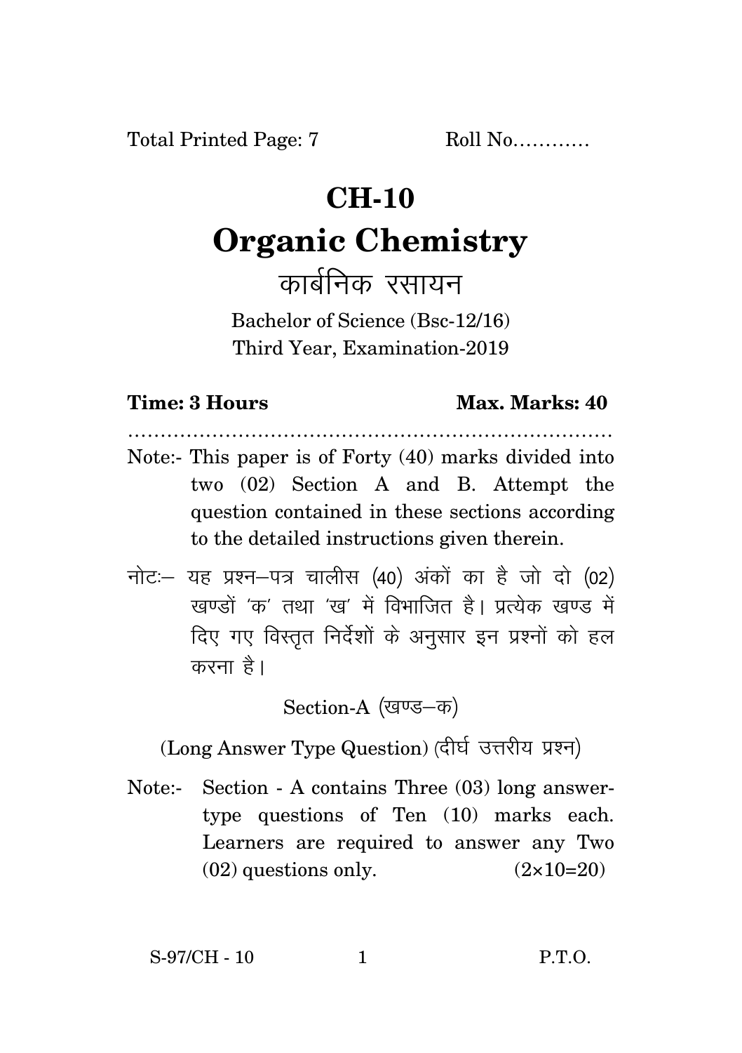Total Printed Page: 7 Roll No…………

# CH-10

# Organic Chemistry

## कार्बनिक रसायन

Bachelor of Science (Bsc-12/16)
Third Year, Examination-2019

**Time: 3 Hours** **Max. Marks: 40**

…………………………………………………………………

Note:- This paper is of Forty (40) marks divided into two (02) Section A and B. Attempt the question contained in these sections according to the detailed instructions given therein.

नोटः– यह प्रश्न–पत्र चालीस (40) अंकों का है जो दो (02) खण्डों 'क' तथा 'ख' में विभाजित है। प्रत्येक खण्ड में दिए गए विस्तृत निर्देशों के अनुसार इन प्रश्नों को हल करना है।

Section-A (खण्ड–क)

(Long Answer Type Question) (दीर्घ उत्तरीय प्रश्न)

Note:- Section - A contains Three (03) long answer-type questions of Ten (10) marks each. Learners are required to answer any Two (02) questions only. (2×10=20)

S-97/CH - 10 P.T.O.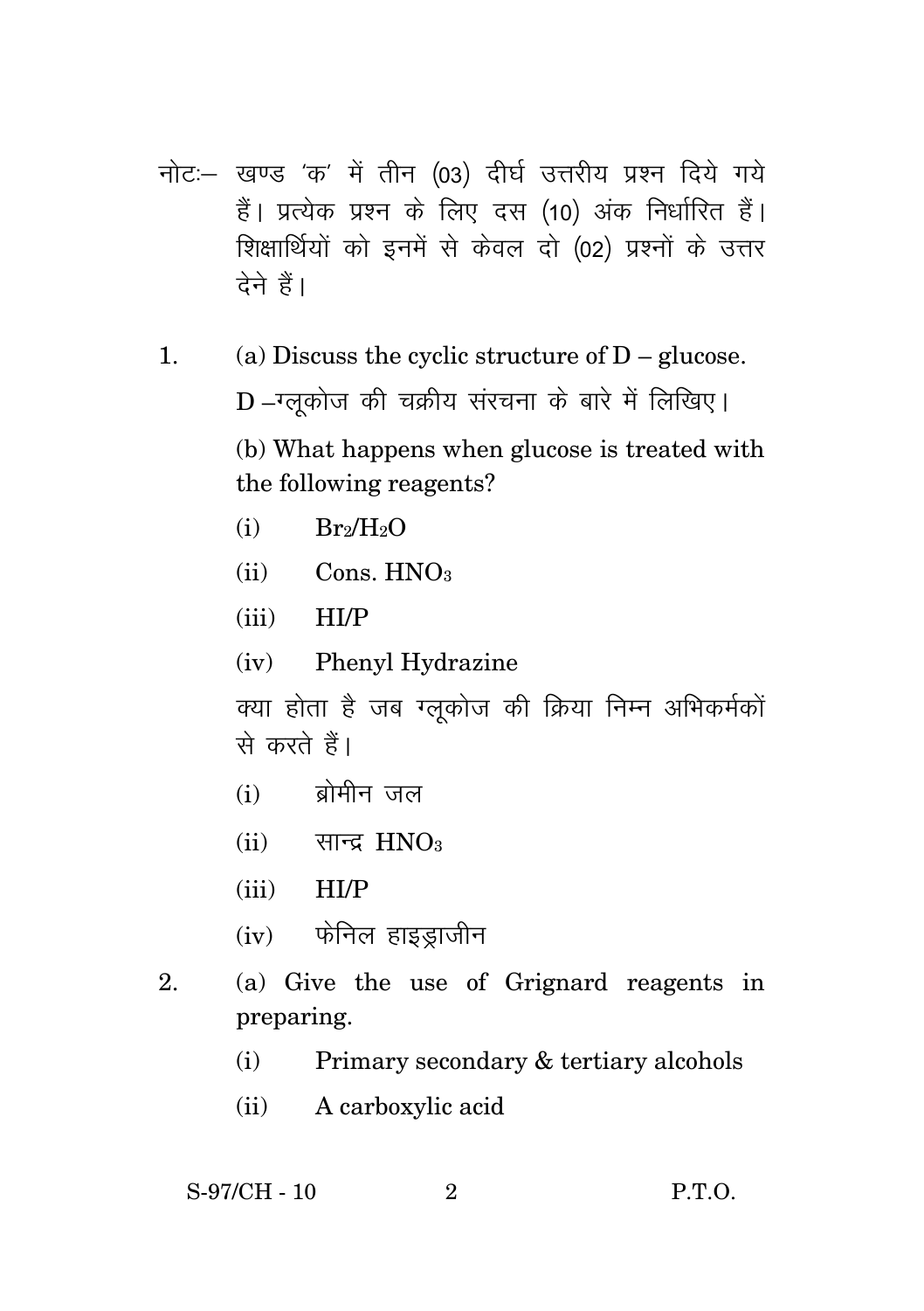नोटः– खण्ड 'क' में तीन (03) दीर्घ उत्तरीय प्रश्न दिये गये हैं। प्रत्येक प्रश्न के लिए दस (10) अंक निर्धारित हैं। शिक्षार्थियों को इनमें से केवल दो (02) प्रश्नों के उत्तर देने हैं।

1. (a) Discuss the cyclic structure of D – glucose.

   D –ग्लूकोज की चक्रीय संरचना के बारे में लिखिए।

   (b) What happens when glucose is treated with the following reagents?

   (i) $Br_2/H_2O$

   (ii) Cons. $HNO_3$

   (iii) HI/P

   (iv) Phenyl Hydrazine

   क्या होता है जब ग्लूकोज की क्रिया निम्न अभिकर्मकों से करते हैं।

   (i) ब्रोमीन जल

   (ii) सान्द्र $HNO_3$

   (iii) HI/P

   (iv) फेनिल हाइड्राजीन

2. (a) Give the use of Grignard reagents in preparing.

   (i) Primary secondary & tertiary alcohols

   (ii) A carboxylic acid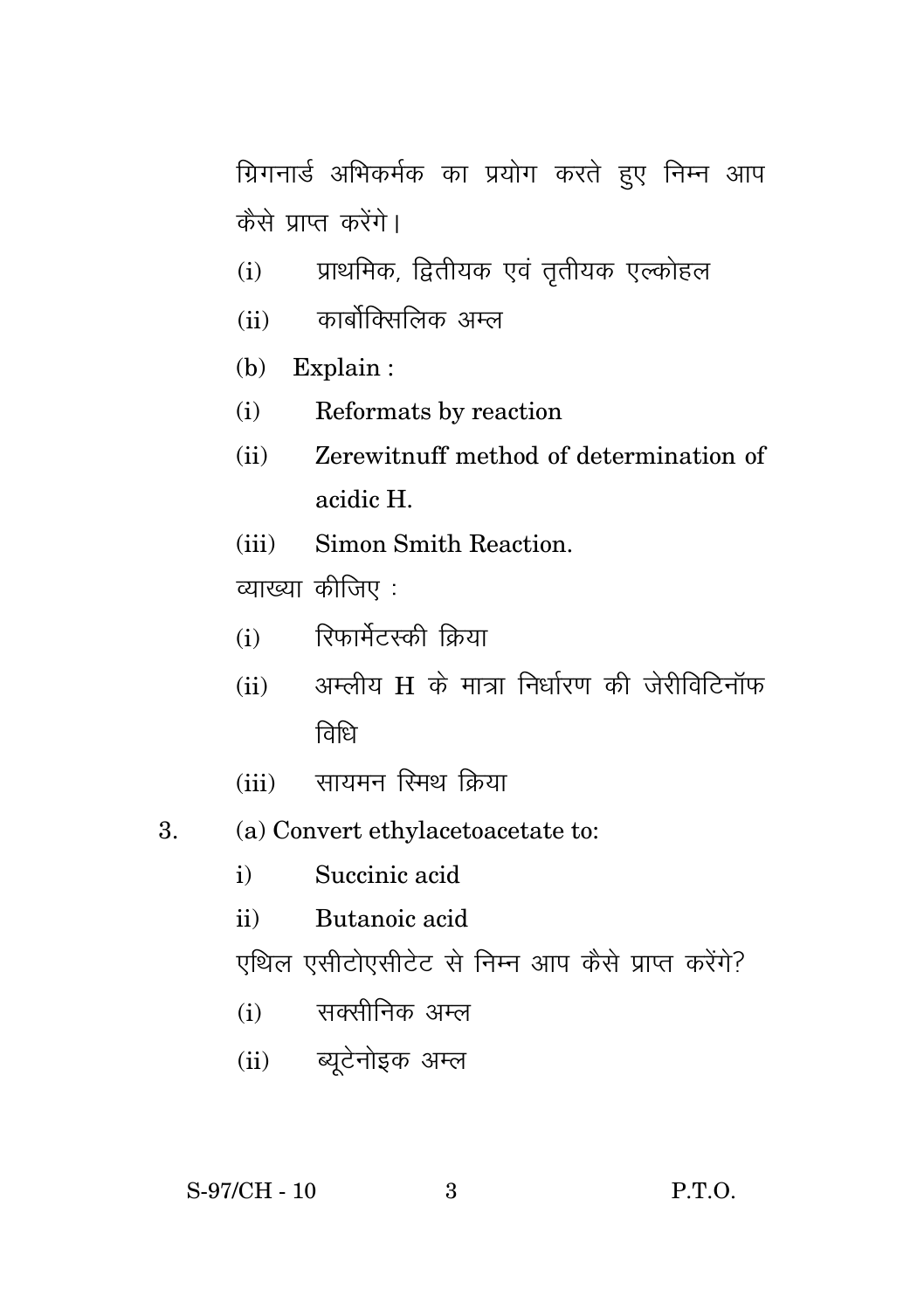ग्रिगनार्ड अभिकर्मक का प्रयोग करते हुए निम्न आप कैसे प्राप्त करेंगे।

(i) प्राथमिक, द्वितीयक एवं तृतीयक एल्कोहल

(ii) कार्बोक्सिलिक अम्ल

(b) Explain :

(i) Reformats by reaction

(ii) Zerewitnuff method of determination of acidic H.

(iii) Simon Smith Reaction.

व्याख्या कीजिए :

(i) रिफार्मेटस्की क्रिया

(ii) अम्लीय H के मात्रा निर्धारण की जेरीविटिनॉफ विधि

(iii) सायमन स्मिथ क्रिया

3. (a) Convert ethylacetoacetate to:

i) Succinic acid

ii) Butanoic acid

एथिल एसीटोएसीटेट से निम्न आप कैसे प्राप्त करेंगे?

(i) सक्सीनिक अम्ल

(ii) ब्यूटेनोइक अम्ल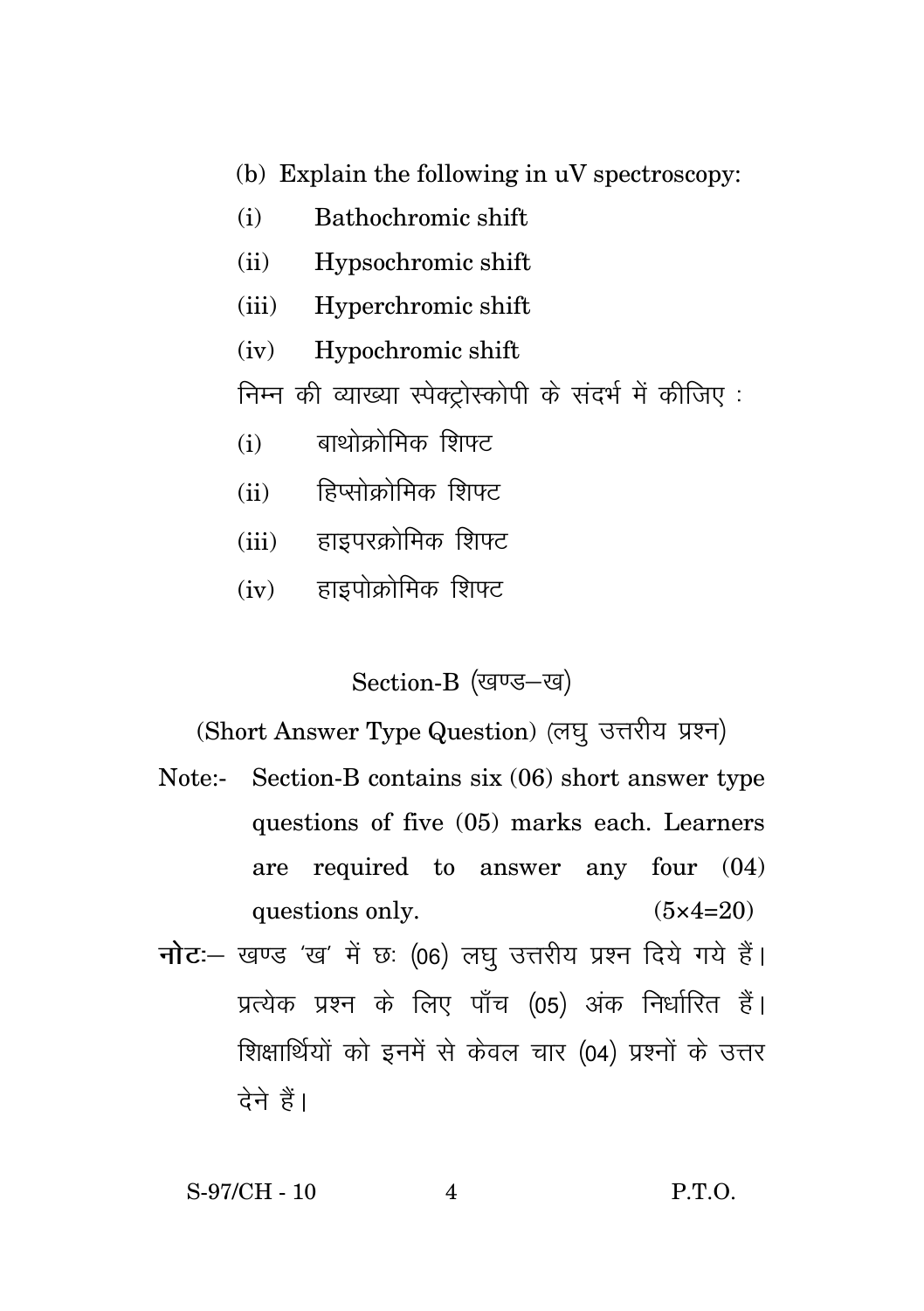(b) Explain the following in uV spectroscopy:

(i) Bathochromic shift

(ii) Hypsochromic shift

(iii) Hyperchromic shift

(iv) Hypochromic shift

निम्न की व्याख्या स्पेक्ट्रोस्कोपी के संदर्भ में कीजिए :

(i) बाथोक्रोमिक शिफ्ट

(ii) हिप्सोक्रोमिक शिफ्ट

(iii) हाइपरक्रोमिक शिफ्ट

(iv) हाइपोक्रोमिक शिफ्ट

## Section-B (खण्ड–ख)

(Short Answer Type Question) (लघु उत्तरीय प्रश्न)

Note:- Section-B contains six (06) short answer type questions of five (05) marks each. Learners are required to answer any four (04) questions only. (5×4=20)

**नोटः**– खण्ड 'ख' में छः (06) लघु उत्तरीय प्रश्न दिये गये हैं। प्रत्येक प्रश्न के लिए पाँच (05) अंक निर्धारित हैं। शिक्षार्थियों को इनमें से केवल चार (04) प्रश्नों के उत्तर देने हैं।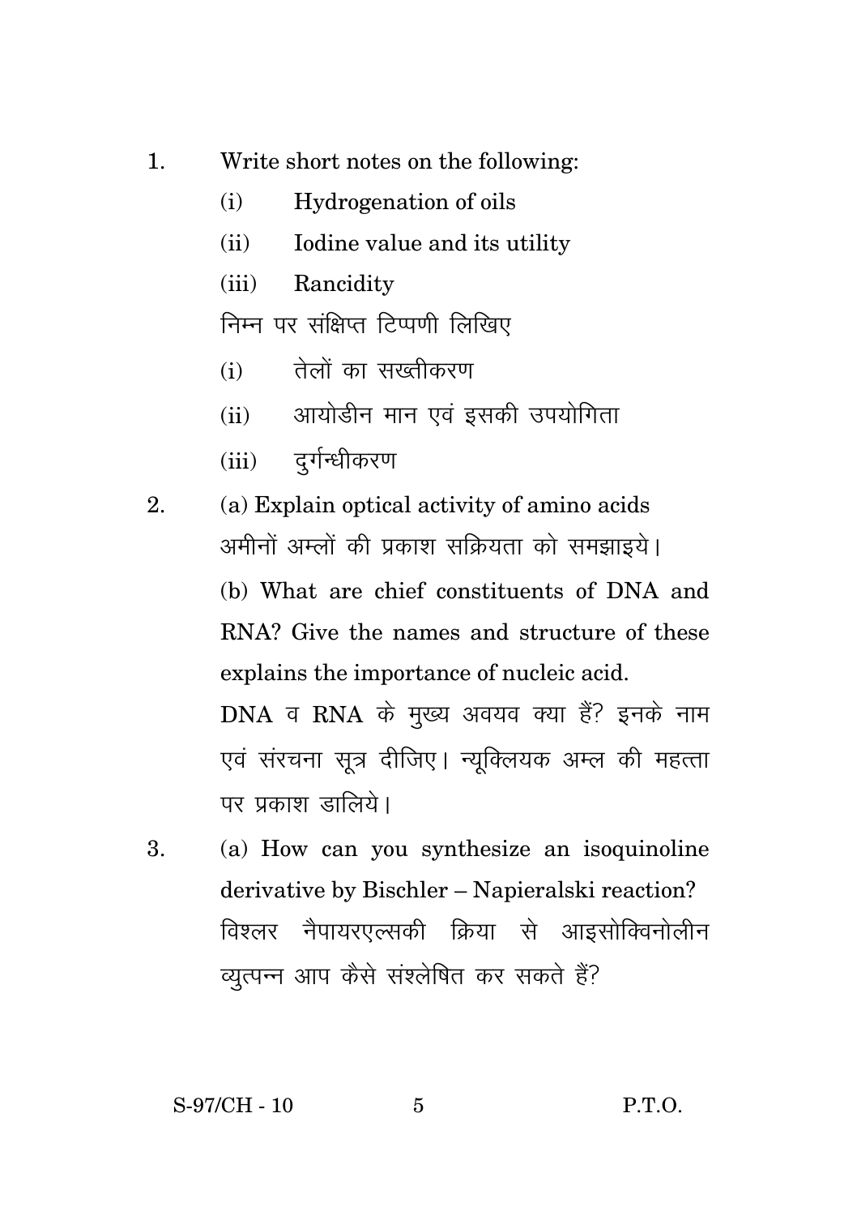1. Write short notes on the following:
   - (i) Hydrogenation of oils
   - (ii) Iodine value and its utility
   - (iii) Rancidity

   निम्न पर संक्षिप्त टिप्पणी लिखिए
   - (i) तेलों का सख्तीकरण
   - (ii) आयोडीन मान एवं इसकी उपयोगिता
   - (iii) दुर्गन्धीकरण

2. (a) Explain optical activity of amino acids

   अमीनों अम्लों की प्रकाश सक्रियता को समझाइये।

   (b) What are chief constituents of DNA and RNA? Give the names and structure of these explains the importance of nucleic acid.

   DNA व RNA के मुख्य अवयव क्या हैं? इनके नाम एवं संरचना सूत्र दीजिए। न्यूक्लियक अम्ल की महत्ता पर प्रकाश डालिये।

3. (a) How can you synthesize an isoquinoline derivative by Bischler – Napieralski reaction?

   विश्लर नैपायरएल्सकी क्रिया से आइसोक्विनोलीन व्युत्पन्न आप कैसे संश्लेषित कर सकते हैं?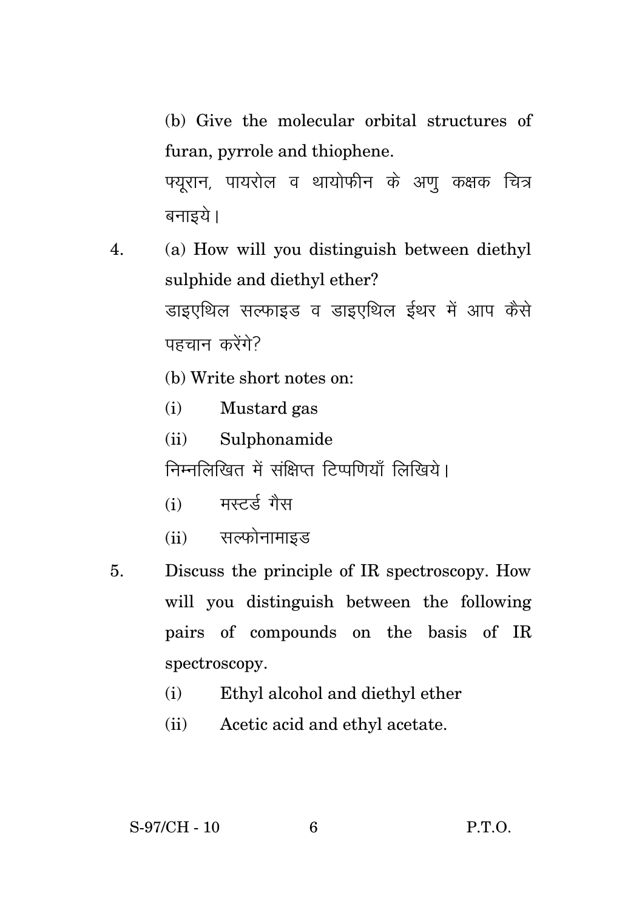(b) Give the molecular orbital structures of furan, pyrrole and thiophene.

फ्यूरान, पायरोल व थायोफीन के अणु कक्षक चित्र बनाइये।

4. (a) How will you distinguish between diethyl sulphide and diethyl ether?

डाइएथिल सल्फाइड व डाइएथिल ईथर में आप कैसे पहचान करेंगे?

(b) Write short notes on:

(i) Mustard gas

(ii) Sulphonamide

निम्नलिखित में संक्षिप्त टिप्पणियाँ लिखिये।

(i) मस्टर्ड गैस

(ii) सल्फोनामाइड

5. Discuss the principle of IR spectroscopy. How will you distinguish between the following pairs of compounds on the basis of IR spectroscopy.

(i) Ethyl alcohol and diethyl ether

(ii) Acetic acid and ethyl acetate.

S-97/CH - 10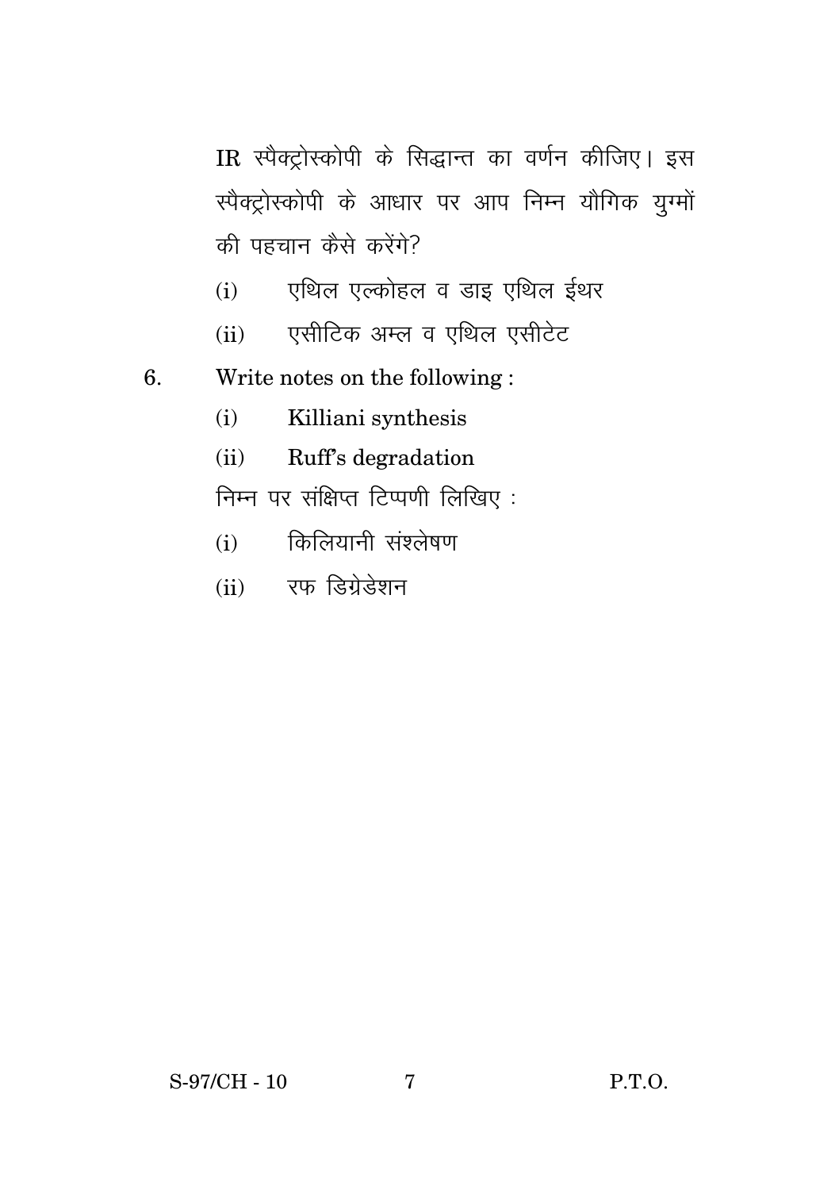IR स्पैक्ट्रोस्कोपी के सिद्धान्त का वर्णन कीजिए। इस स्पैक्ट्रोस्कोपी के आधार पर आप निम्न यौगिक युग्मों की पहचान कैसे करेंगे?

(i) एथिल एल्कोहल व डाइ एथिल ईथर

(ii) एसीटिक अम्ल व एथिल एसीटेट

6. Write notes on the following :

(i) Killiani synthesis

(ii) Ruff's degradation

निम्न पर संक्षिप्त टिप्पणी लिखिए :

(i) किलियानी संश्लेषण

(ii) रफ डिग्रेडेशन